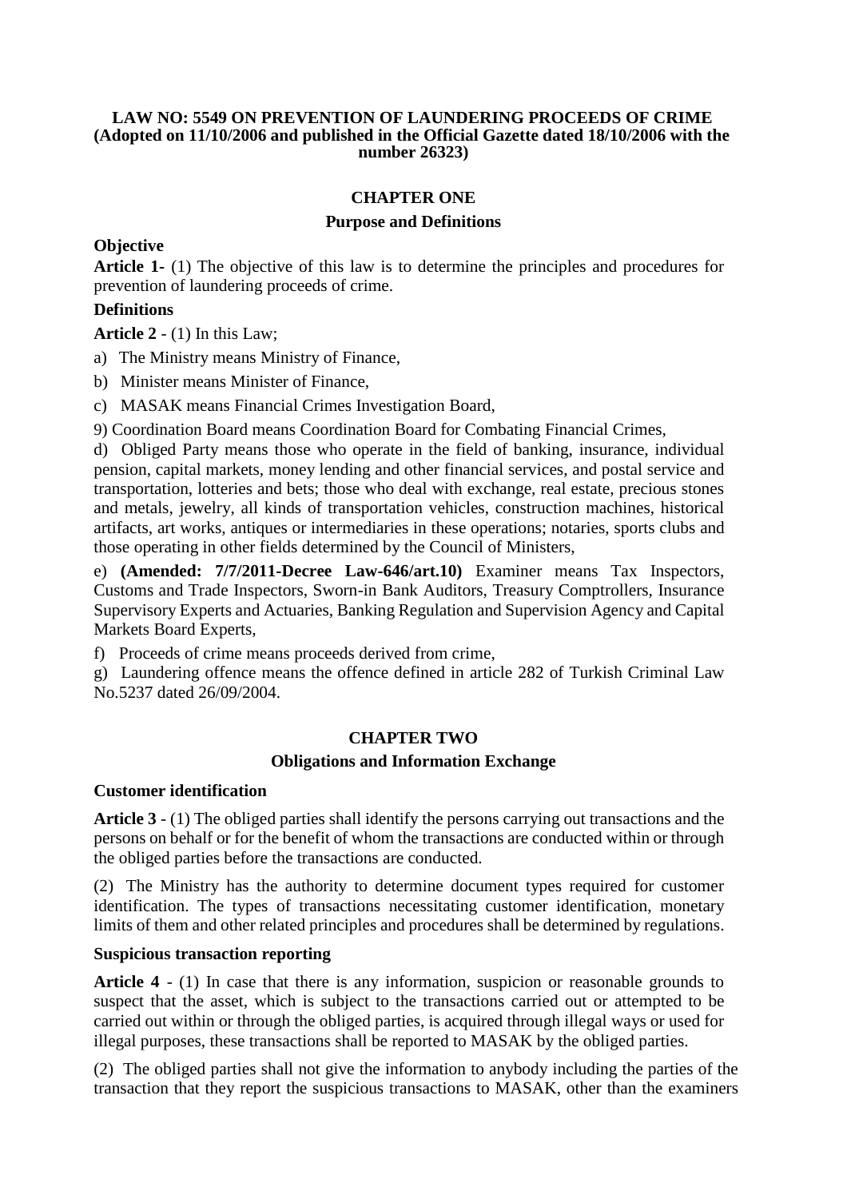**LAW NO: 5549 ON PREVENTION OF LAUNDERING PROCEEDS OF CRIME**
**(Adopted on 11/10/2006 and published in the Official Gazette dated 18/10/2006 with the number 26323)**

## CHAPTER ONE

### Purpose and Definitions

**Objective**

**Article 1**- (1) The objective of this law is to determine the principles and procedures for prevention of laundering proceeds of crime.

**Definitions**

**Article 2** - (1) In this Law;

a) The Ministry means Ministry of Finance,

b) Minister means Minister of Finance,

c) MASAK means Financial Crimes Investigation Board,

9) Coordination Board means Coordination Board for Combating Financial Crimes,

d) Obliged Party means those who operate in the field of banking, insurance, individual pension, capital markets, money lending and other financial services, and postal service and transportation, lotteries and bets; those who deal with exchange, real estate, precious stones and metals, jewelry, all kinds of transportation vehicles, construction machines, historical artifacts, art works, antiques or intermediaries in these operations; notaries, sports clubs and those operating in other fields determined by the Council of Ministers,

e) **(Amended: 7/7/2011-Decree Law-646/art.10)** Examiner means Tax Inspectors, Customs and Trade Inspectors, Sworn-in Bank Auditors, Treasury Comptrollers, Insurance Supervisory Experts and Actuaries, Banking Regulation and Supervision Agency and Capital Markets Board Experts,

f) Proceeds of crime means proceeds derived from crime,

g) Laundering offence means the offence defined in article 282 of Turkish Criminal Law No.5237 dated 26/09/2004.

## CHAPTER TWO

### Obligations and Information Exchange

**Customer identification**

**Article 3** - (1) The obliged parties shall identify the persons carrying out transactions and the persons on behalf or for the benefit of whom the transactions are conducted within or through the obliged parties before the transactions are conducted.

(2) The Ministry has the authority to determine document types required for customer identification. The types of transactions necessitating customer identification, monetary limits of them and other related principles and procedures shall be determined by regulations.

**Suspicious transaction reporting**

**Article 4** - (1) In case that there is any information, suspicion or reasonable grounds to suspect that the asset, which is subject to the transactions carried out or attempted to be carried out within or through the obliged parties, is acquired through illegal ways or used for illegal purposes, these transactions shall be reported to MASAK by the obliged parties.

(2) The obliged parties shall not give the information to anybody including the parties of the transaction that they report the suspicious transactions to MASAK, other than the examiners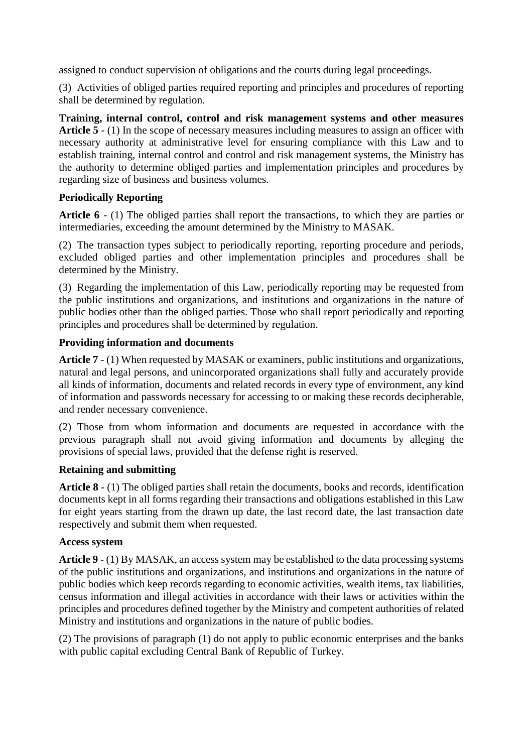assigned to conduct supervision of obligations and the courts during legal proceedings.

(3) Activities of obliged parties required reporting and principles and procedures of reporting shall be determined by regulation.

**Training, internal control, control and risk management systems and other measures**
**Article 5** - (1) In the scope of necessary measures including measures to assign an officer with necessary authority at administrative level for ensuring compliance with this Law and to establish training, internal control and control and risk management systems, the Ministry has the authority to determine obliged parties and implementation principles and procedures by regarding size of business and business volumes.

**Periodically Reporting**

**Article 6** - (1) The obliged parties shall report the transactions, to which they are parties or intermediaries, exceeding the amount determined by the Ministry to MASAK.

(2) The transaction types subject to periodically reporting, reporting procedure and periods, excluded obliged parties and other implementation principles and procedures shall be determined by the Ministry.

(3) Regarding the implementation of this Law, periodically reporting may be requested from the public institutions and organizations, and institutions and organizations in the nature of public bodies other than the obliged parties. Those who shall report periodically and reporting principles and procedures shall be determined by regulation.

**Providing information and documents**

**Article 7** - (1) When requested by MASAK or examiners, public institutions and organizations, natural and legal persons, and unincorporated organizations shall fully and accurately provide all kinds of information, documents and related records in every type of environment, any kind of information and passwords necessary for accessing to or making these records decipherable, and render necessary convenience.

(2) Those from whom information and documents are requested in accordance with the previous paragraph shall not avoid giving information and documents by alleging the provisions of special laws, provided that the defense right is reserved.

**Retaining and submitting**

**Article 8** - (1) The obliged parties shall retain the documents, books and records, identification documents kept in all forms regarding their transactions and obligations established in this Law for eight years starting from the drawn up date, the last record date, the last transaction date respectively and submit them when requested.

**Access system**

**Article 9** - (1) By MASAK, an access system may be established to the data processing systems of the public institutions and organizations, and institutions and organizations in the nature of public bodies which keep records regarding to economic activities, wealth items, tax liabilities, census information and illegal activities in accordance with their laws or activities within the principles and procedures defined together by the Ministry and competent authorities of related Ministry and institutions and organizations in the nature of public bodies.

(2) The provisions of paragraph (1) do not apply to public economic enterprises and the banks with public capital excluding Central Bank of Republic of Turkey.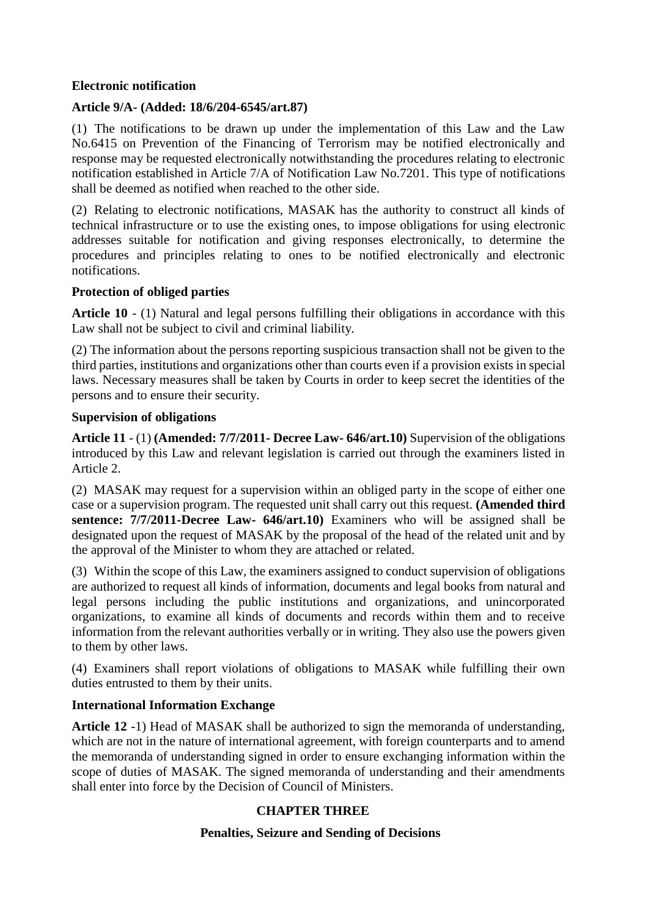**Electronic notification**

**Article 9/A- (Added: 18/6/204-6545/art.87)**

(1) The notifications to be drawn up under the implementation of this Law and the Law No.6415 on Prevention of the Financing of Terrorism may be notified electronically and response may be requested electronically notwithstanding the procedures relating to electronic notification established in Article 7/A of Notification Law No.7201. This type of notifications shall be deemed as notified when reached to the other side.

(2) Relating to electronic notifications, MASAK has the authority to construct all kinds of technical infrastructure or to use the existing ones, to impose obligations for using electronic addresses suitable for notification and giving responses electronically, to determine the procedures and principles relating to ones to be notified electronically and electronic notifications.

**Protection of obliged parties**

**Article 10** - (1) Natural and legal persons fulfilling their obligations in accordance with this Law shall not be subject to civil and criminal liability.

(2) The information about the persons reporting suspicious transaction shall not be given to the third parties, institutions and organizations other than courts even if a provision exists in special laws. Necessary measures shall be taken by Courts in order to keep secret the identities of the persons and to ensure their security.

**Supervision of obligations**

**Article 11** - (1) **(Amended: 7/7/2011- Decree Law- 646/art.10)** Supervision of the obligations introduced by this Law and relevant legislation is carried out through the examiners listed in Article 2.

(2) MASAK may request for a supervision within an obliged party in the scope of either one case or a supervision program. The requested unit shall carry out this request. **(Amended third sentence: 7/7/2011-Decree Law- 646/art.10)** Examiners who will be assigned shall be designated upon the request of MASAK by the proposal of the head of the related unit and by the approval of the Minister to whom they are attached or related.

(3) Within the scope of this Law, the examiners assigned to conduct supervision of obligations are authorized to request all kinds of information, documents and legal books from natural and legal persons including the public institutions and organizations, and unincorporated organizations, to examine all kinds of documents and records within them and to receive information from the relevant authorities verbally or in writing. They also use the powers given to them by other laws.

(4) Examiners shall report violations of obligations to MASAK while fulfilling their own duties entrusted to them by their units.

**International Information Exchange**

**Article 12** -1) Head of MASAK shall be authorized to sign the memoranda of understanding, which are not in the nature of international agreement, with foreign counterparts and to amend the memoranda of understanding signed in order to ensure exchanging information within the scope of duties of MASAK. The signed memoranda of understanding and their amendments shall enter into force by the Decision of Council of Ministers.

## CHAPTER THREE

### Penalties, Seizure and Sending of Decisions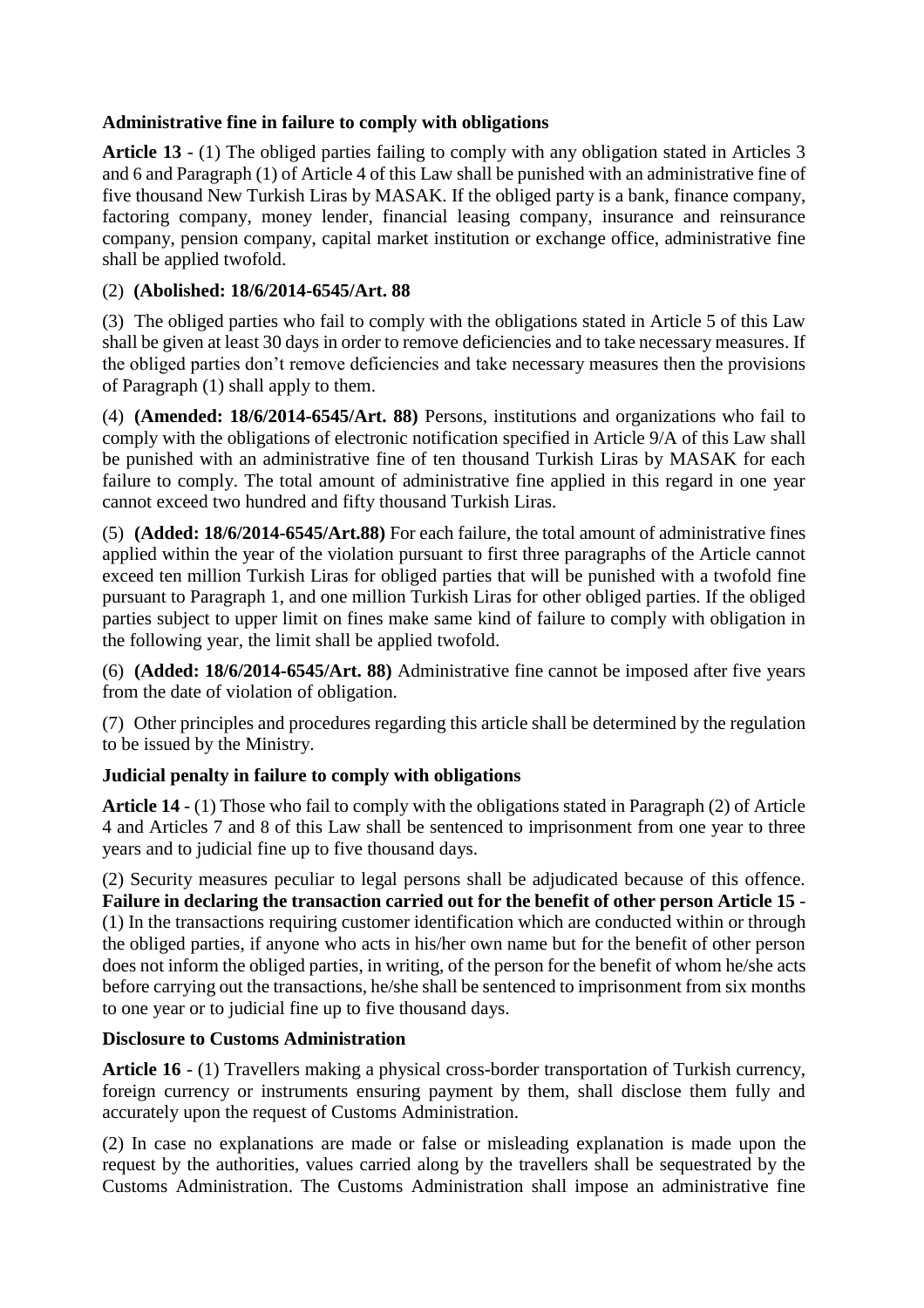**Administrative fine in failure to comply with obligations**

**Article 13** - (1) The obliged parties failing to comply with any obligation stated in Articles 3 and 6 and Paragraph (1) of Article 4 of this Law shall be punished with an administrative fine of five thousand New Turkish Liras by MASAK. If the obliged party is a bank, finance company, factoring company, money lender, financial leasing company, insurance and reinsurance company, pension company, capital market institution or exchange office, administrative fine shall be applied twofold.

(2) **(Abolished: 18/6/2014-6545/Art. 88**

(3) The obliged parties who fail to comply with the obligations stated in Article 5 of this Law shall be given at least 30 days in order to remove deficiencies and to take necessary measures. If the obliged parties don't remove deficiencies and take necessary measures then the provisions of Paragraph (1) shall apply to them.

(4) **(Amended: 18/6/2014-6545/Art. 88)** Persons, institutions and organizations who fail to comply with the obligations of electronic notification specified in Article 9/A of this Law shall be punished with an administrative fine of ten thousand Turkish Liras by MASAK for each failure to comply. The total amount of administrative fine applied in this regard in one year cannot exceed two hundred and fifty thousand Turkish Liras.

(5) **(Added: 18/6/2014-6545/Art.88)** For each failure, the total amount of administrative fines applied within the year of the violation pursuant to first three paragraphs of the Article cannot exceed ten million Turkish Liras for obliged parties that will be punished with a twofold fine pursuant to Paragraph 1, and one million Turkish Liras for other obliged parties. If the obliged parties subject to upper limit on fines make same kind of failure to comply with obligation in the following year, the limit shall be applied twofold.

(6) **(Added: 18/6/2014-6545/Art. 88)** Administrative fine cannot be imposed after five years from the date of violation of obligation.

(7) Other principles and procedures regarding this article shall be determined by the regulation to be issued by the Ministry.

**Judicial penalty in failure to comply with obligations**

**Article 14** - (1) Those who fail to comply with the obligations stated in Paragraph (2) of Article 4 and Articles 7 and 8 of this Law shall be sentenced to imprisonment from one year to three years and to judicial fine up to five thousand days.

(2) Security measures peculiar to legal persons shall be adjudicated because of this offence.

**Failure in declaring the transaction carried out for the benefit of other person Article 15** - (1) In the transactions requiring customer identification which are conducted within or through the obliged parties, if anyone who acts in his/her own name but for the benefit of other person does not inform the obliged parties, in writing, of the person for the benefit of whom he/she acts before carrying out the transactions, he/she shall be sentenced to imprisonment from six months to one year or to judicial fine up to five thousand days.

**Disclosure to Customs Administration**

**Article 16** - (1) Travellers making a physical cross-border transportation of Turkish currency, foreign currency or instruments ensuring payment by them, shall disclose them fully and accurately upon the request of Customs Administration.

(2) In case no explanations are made or false or misleading explanation is made upon the request by the authorities, values carried along by the travellers shall be sequestrated by the Customs Administration. The Customs Administration shall impose an administrative fine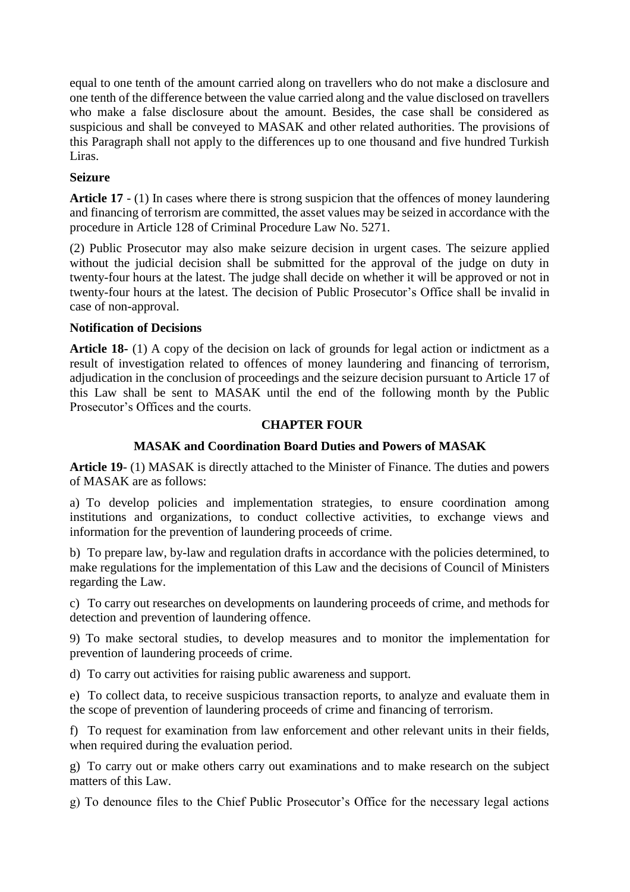equal to one tenth of the amount carried along on travellers who do not make a disclosure and one tenth of the difference between the value carried along and the value disclosed on travellers who make a false disclosure about the amount. Besides, the case shall be considered as suspicious and shall be conveyed to MASAK and other related authorities. The provisions of this Paragraph shall not apply to the differences up to one thousand and five hundred Turkish Liras.

**Seizure**

**Article 17** - (1) In cases where there is strong suspicion that the offences of money laundering and financing of terrorism are committed, the asset values may be seized in accordance with the procedure in Article 128 of Criminal Procedure Law No. 5271.

(2) Public Prosecutor may also make seizure decision in urgent cases. The seizure applied without the judicial decision shall be submitted for the approval of the judge on duty in twenty-four hours at the latest. The judge shall decide on whether it will be approved or not in twenty-four hours at the latest. The decision of Public Prosecutor's Office shall be invalid in case of non-approval.

**Notification of Decisions**

**Article 18**- (1) A copy of the decision on lack of grounds for legal action or indictment as a result of investigation related to offences of money laundering and financing of terrorism, adjudication in the conclusion of proceedings and the seizure decision pursuant to Article 17 of this Law shall be sent to MASAK until the end of the following month by the Public Prosecutor's Offices and the courts.

## CHAPTER FOUR

### MASAK and Coordination Board Duties and Powers of MASAK

**Article 19**- (1) MASAK is directly attached to the Minister of Finance. The duties and powers of MASAK are as follows:

a) To develop policies and implementation strategies, to ensure coordination among institutions and organizations, to conduct collective activities, to exchange views and information for the prevention of laundering proceeds of crime.

b) To prepare law, by-law and regulation drafts in accordance with the policies determined, to make regulations for the implementation of this Law and the decisions of Council of Ministers regarding the Law.

c) To carry out researches on developments on laundering proceeds of crime, and methods for detection and prevention of laundering offence.

9) To make sectoral studies, to develop measures and to monitor the implementation for prevention of laundering proceeds of crime.

d) To carry out activities for raising public awareness and support.

e) To collect data, to receive suspicious transaction reports, to analyze and evaluate them in the scope of prevention of laundering proceeds of crime and financing of terrorism.

f) To request for examination from law enforcement and other relevant units in their fields, when required during the evaluation period.

g) To carry out or make others carry out examinations and to make research on the subject matters of this Law.

g) To denounce files to the Chief Public Prosecutor's Office for the necessary legal actions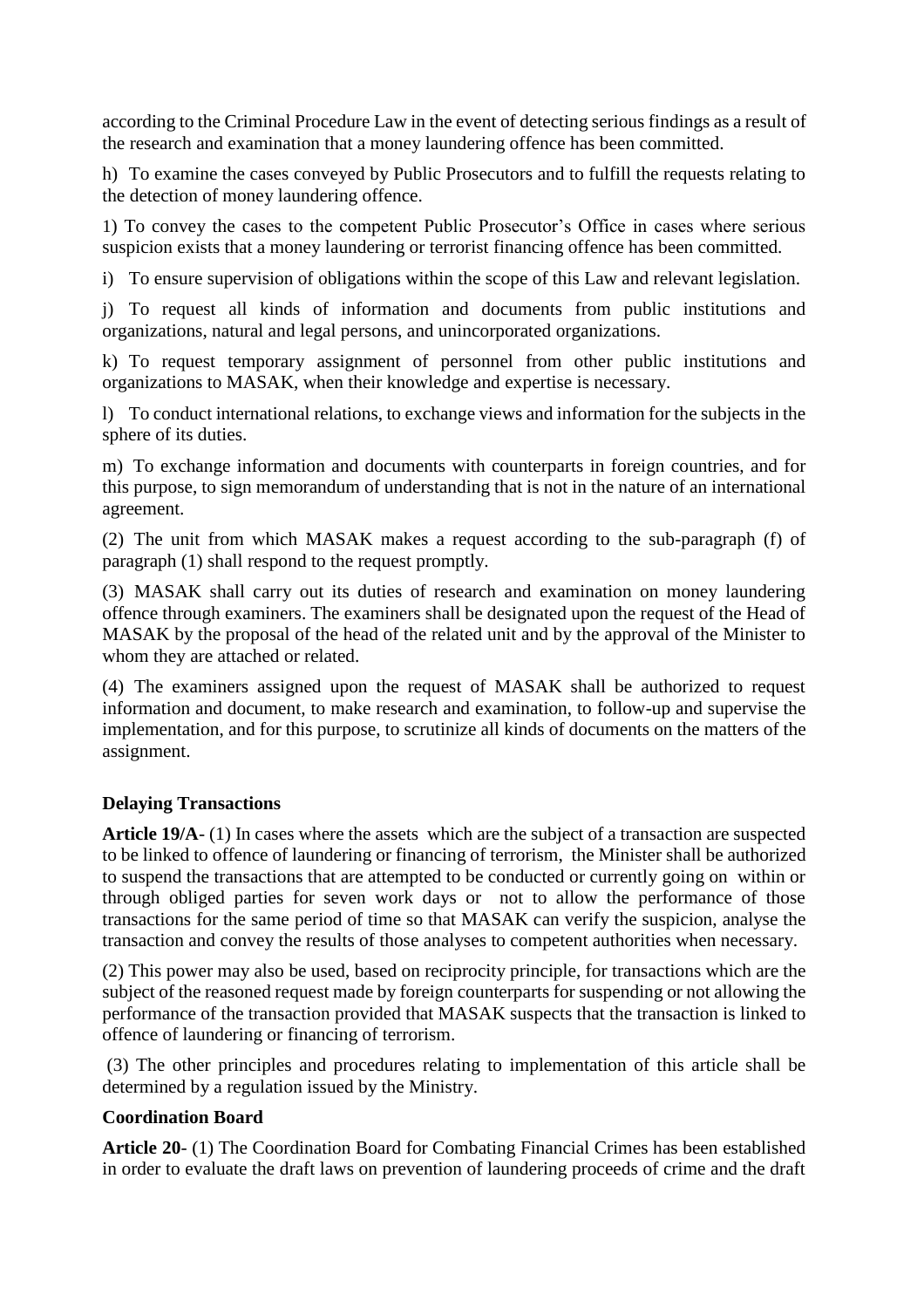according to the Criminal Procedure Law in the event of detecting serious findings as a result of the research and examination that a money laundering offence has been committed.

h) To examine the cases conveyed by Public Prosecutors and to fulfill the requests relating to the detection of money laundering offence.

1) To convey the cases to the competent Public Prosecutor's Office in cases where serious suspicion exists that a money laundering or terrorist financing offence has been committed.

i) To ensure supervision of obligations within the scope of this Law and relevant legislation.

j) To request all kinds of information and documents from public institutions and organizations, natural and legal persons, and unincorporated organizations.

k) To request temporary assignment of personnel from other public institutions and organizations to MASAK, when their knowledge and expertise is necessary.

l) To conduct international relations, to exchange views and information for the subjects in the sphere of its duties.

m) To exchange information and documents with counterparts in foreign countries, and for this purpose, to sign memorandum of understanding that is not in the nature of an international agreement.

(2) The unit from which MASAK makes a request according to the sub-paragraph (f) of paragraph (1) shall respond to the request promptly.

(3) MASAK shall carry out its duties of research and examination on money laundering offence through examiners. The examiners shall be designated upon the request of the Head of MASAK by the proposal of the head of the related unit and by the approval of the Minister to whom they are attached or related.

(4) The examiners assigned upon the request of MASAK shall be authorized to request information and document, to make research and examination, to follow-up and supervise the implementation, and for this purpose, to scrutinize all kinds of documents on the matters of the assignment.

**Delaying Transactions**

**Article 19/A**- (1) In cases where the assets which are the subject of a transaction are suspected to be linked to offence of laundering or financing of terrorism, the Minister shall be authorized to suspend the transactions that are attempted to be conducted or currently going on within or through obliged parties for seven work days or not to allow the performance of those transactions for the same period of time so that MASAK can verify the suspicion, analyse the transaction and convey the results of those analyses to competent authorities when necessary.

(2) This power may also be used, based on reciprocity principle, for transactions which are the subject of the reasoned request made by foreign counterparts for suspending or not allowing the performance of the transaction provided that MASAK suspects that the transaction is linked to offence of laundering or financing of terrorism.

(3) The other principles and procedures relating to implementation of this article shall be determined by a regulation issued by the Ministry.

**Coordination Board**

**Article 20**- (1) The Coordination Board for Combating Financial Crimes has been established in order to evaluate the draft laws on prevention of laundering proceeds of crime and the draft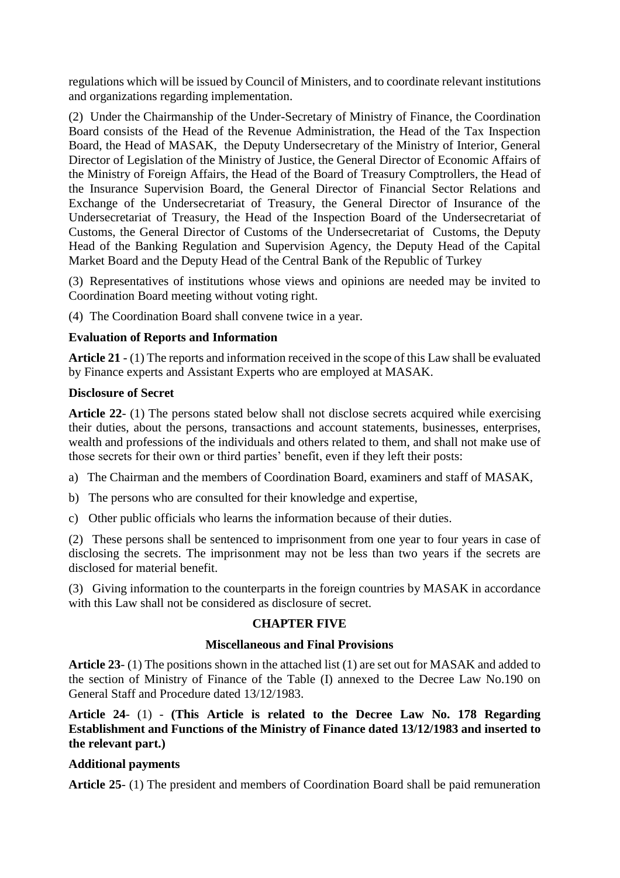regulations which will be issued by Council of Ministers, and to coordinate relevant institutions and organizations regarding implementation.

(2) Under the Chairmanship of the Under-Secretary of Ministry of Finance, the Coordination Board consists of the Head of the Revenue Administration, the Head of the Tax Inspection Board, the Head of MASAK, the Deputy Undersecretary of the Ministry of Interior, General Director of Legislation of the Ministry of Justice, the General Director of Economic Affairs of the Ministry of Foreign Affairs, the Head of the Board of Treasury Comptrollers, the Head of the Insurance Supervision Board, the General Director of Financial Sector Relations and Exchange of the Undersecretariat of Treasury, the General Director of Insurance of the Undersecretariat of Treasury, the Head of the Inspection Board of the Undersecretariat of Customs, the General Director of Customs of the Undersecretariat of Customs, the Deputy Head of the Banking Regulation and Supervision Agency, the Deputy Head of the Capital Market Board and the Deputy Head of the Central Bank of the Republic of Turkey

(3) Representatives of institutions whose views and opinions are needed may be invited to Coordination Board meeting without voting right.

(4) The Coordination Board shall convene twice in a year.

**Evaluation of Reports and Information**

**Article 21** - (1) The reports and information received in the scope of this Law shall be evaluated by Finance experts and Assistant Experts who are employed at MASAK.

**Disclosure of Secret**

**Article 22**- (1) The persons stated below shall not disclose secrets acquired while exercising their duties, about the persons, transactions and account statements, businesses, enterprises, wealth and professions of the individuals and others related to them, and shall not make use of those secrets for their own or third parties' benefit, even if they left their posts:

a) The Chairman and the members of Coordination Board, examiners and staff of MASAK,

b) The persons who are consulted for their knowledge and expertise,

c) Other public officials who learns the information because of their duties.

(2) These persons shall be sentenced to imprisonment from one year to four years in case of disclosing the secrets. The imprisonment may not be less than two years if the secrets are disclosed for material benefit.

(3) Giving information to the counterparts in the foreign countries by MASAK in accordance with this Law shall not be considered as disclosure of secret.

## CHAPTER FIVE

### Miscellaneous and Final Provisions

**Article 23**- (1) The positions shown in the attached list (1) are set out for MASAK and added to the section of Ministry of Finance of the Table (I) annexed to the Decree Law No.190 on General Staff and Procedure dated 13/12/1983.

**Article 24**- (1) - **(This Article is related to the Decree Law No. 178 Regarding Establishment and Functions of the Ministry of Finance dated 13/12/1983 and inserted to the relevant part.)**

**Additional payments**

**Article 25**- (1) The president and members of Coordination Board shall be paid remuneration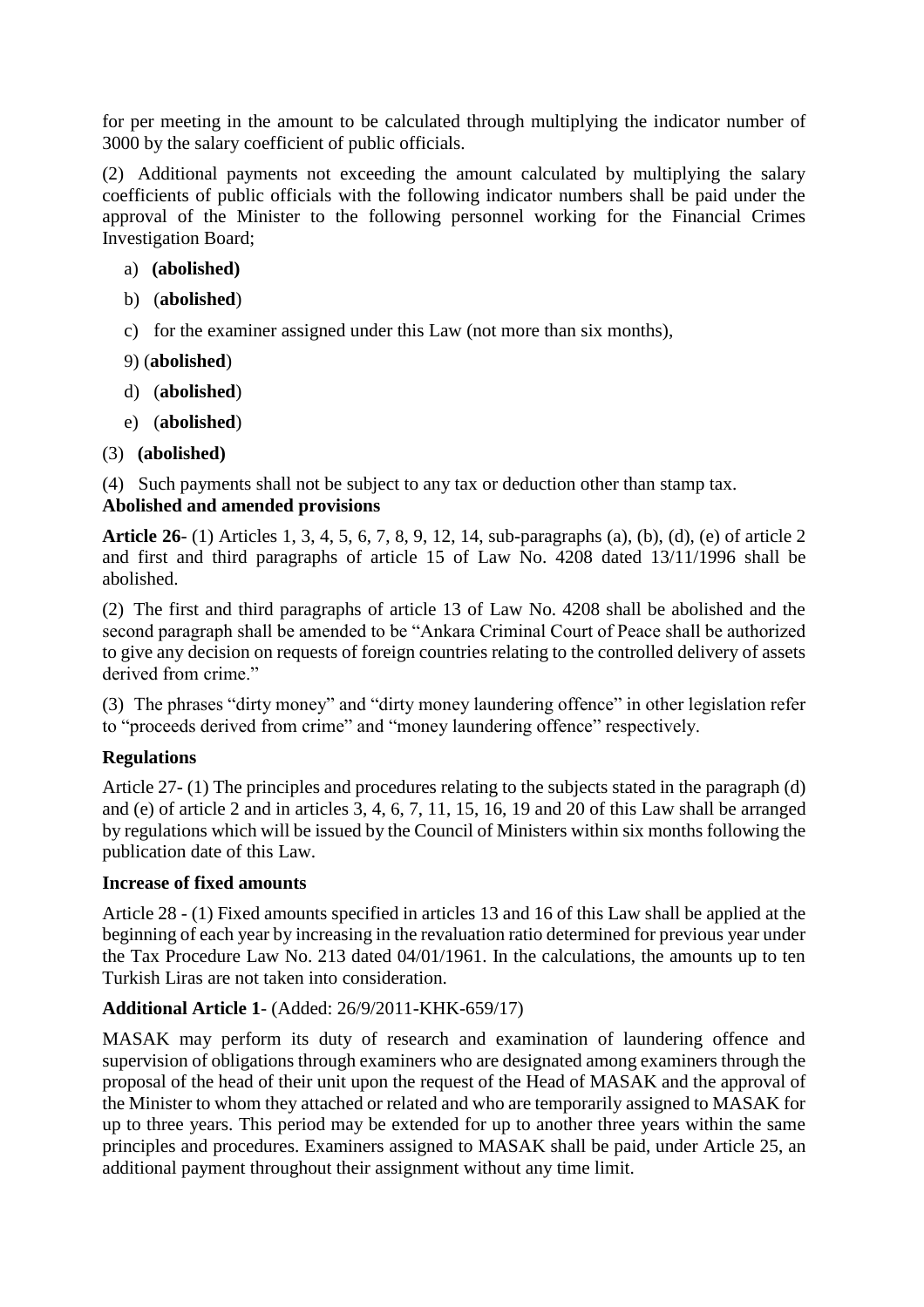for per meeting in the amount to be calculated through multiplying the indicator number of 3000 by the salary coefficient of public officials.

(2) Additional payments not exceeding the amount calculated by multiplying the salary coefficients of public officials with the following indicator numbers shall be paid under the approval of the Minister to the following personnel working for the Financial Crimes Investigation Board;

a) **(abolished)**

b) (**abolished**)

c) for the examiner assigned under this Law (not more than six months),

9) (**abolished**)

d) (**abolished**)

e) (**abolished**)

(3) **(abolished)**

(4) Such payments shall not be subject to any tax or deduction other than stamp tax.

**Abolished and amended provisions**

**Article 26**- (1) Articles 1, 3, 4, 5, 6, 7, 8, 9, 12, 14, sub-paragraphs (a), (b), (d), (e) of article 2 and first and third paragraphs of article 15 of Law No. 4208 dated 13/11/1996 shall be abolished.

(2) The first and third paragraphs of article 13 of Law No. 4208 shall be abolished and the second paragraph shall be amended to be "Ankara Criminal Court of Peace shall be authorized to give any decision on requests of foreign countries relating to the controlled delivery of assets derived from crime."

(3) The phrases "dirty money" and "dirty money laundering offence" in other legislation refer to "proceeds derived from crime" and "money laundering offence" respectively.

**Regulations**

Article 27- (1) The principles and procedures relating to the subjects stated in the paragraph (d) and (e) of article 2 and in articles 3, 4, 6, 7, 11, 15, 16, 19 and 20 of this Law shall be arranged by regulations which will be issued by the Council of Ministers within six months following the publication date of this Law.

**Increase of fixed amounts**

Article 28 - (1) Fixed amounts specified in articles 13 and 16 of this Law shall be applied at the beginning of each year by increasing in the revaluation ratio determined for previous year under the Tax Procedure Law No. 213 dated 04/01/1961. In the calculations, the amounts up to ten Turkish Liras are not taken into consideration.

**Additional Article 1**- (Added: 26/9/2011-KHK-659/17)

MASAK may perform its duty of research and examination of laundering offence and supervision of obligations through examiners who are designated among examiners through the proposal of the head of their unit upon the request of the Head of MASAK and the approval of the Minister to whom they attached or related and who are temporarily assigned to MASAK for up to three years. This period may be extended for up to another three years within the same principles and procedures. Examiners assigned to MASAK shall be paid, under Article 25, an additional payment throughout their assignment without any time limit.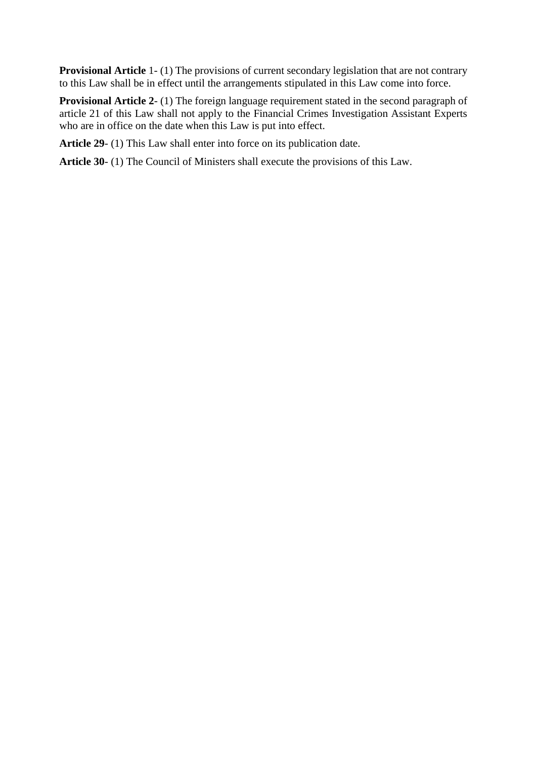**Provisional Article** 1- (1) The provisions of current secondary legislation that are not contrary to this Law shall be in effect until the arrangements stipulated in this Law come into force.

**Provisional Article 2**- (1) The foreign language requirement stated in the second paragraph of article 21 of this Law shall not apply to the Financial Crimes Investigation Assistant Experts who are in office on the date when this Law is put into effect.

**Article 29**- (1) This Law shall enter into force on its publication date.

**Article 30**- (1) The Council of Ministers shall execute the provisions of this Law.